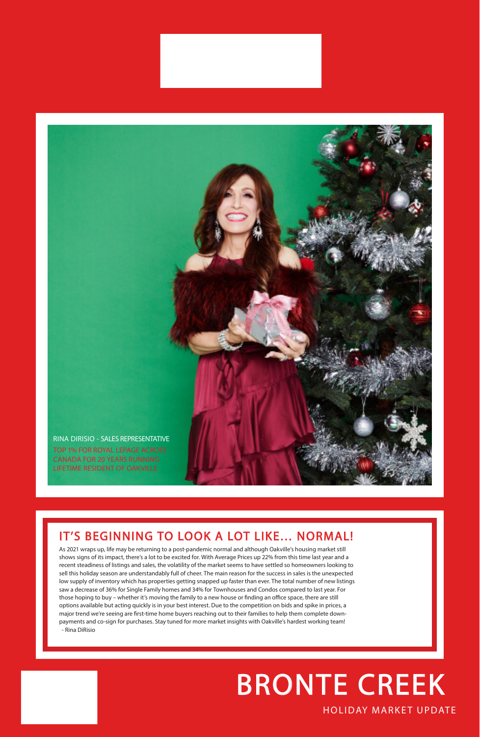RINA DIRISIO - SALES REPRESENTATIVE

TOP 1% FOR ROYAL LEPAGE ACROSS CANADA FOR 20 YEARS RUNNING

LIFETIME RESIDENT OF OAKVILLE

## IT'S BEGINNING TO LOOK A LOT LIKE... NORMAL!

As 2021 wraps up, life may be returning to a post-pandemic normal and although Oakville's housing market still shows signs of its impact, there's a lot to be excited for. With Average Prices up 22% from this time last year and a recent steadiness of listings and sales, the volatility of the market seems to have settled so homeowners looking to sell this holiday season are understandably full of cheer. The main reason for the success in sales is the unexpected low supply of inventory which has properties getting snapped up faster than ever. The total number of new listings saw a decrease of 36% for Single Family homes and 34% for Townhouses and Condos compared to last year. For those hoping to buy – whether it's moving the family to a new house or finding an office space, there are still options available but acting quickly is in your best interest. Due to the competition on bids and spike in prices, a major trend we're seeing are first-time home buyers reaching out to their families to help them complete down-payments and co-sign for purchases. Stay tuned for more market insights with Oakville's hardest working team!

- Rina DiRisio

# BRONTE CREEK

HOLIDAY MARKET UPDATE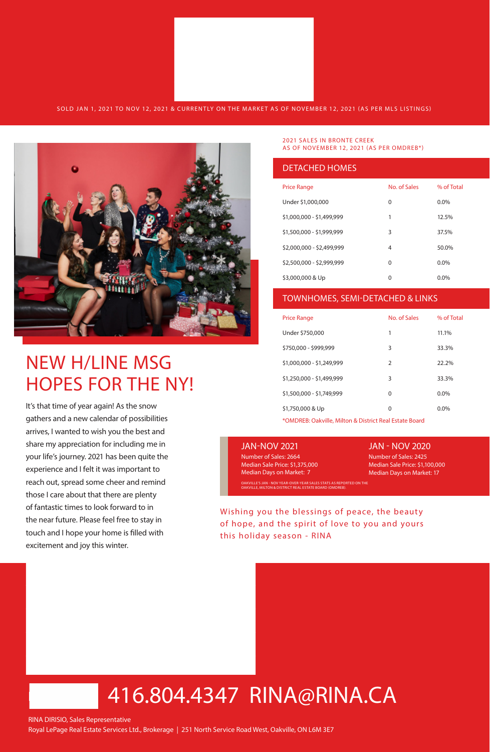SOLD JAN 1, 2021 TO NOV 12, 2021 & CURRENTLY ON THE MARKET AS OF NOVEMBER 12, 2021 (AS PER MLS LISTINGS)

2021 SALES IN BRONTE CREEK
AS OF NOVEMBER 12, 2021 (AS PER OMDREB*)

## DETACHED HOMES

| Price Range | No. of Sales | % of Total |
| --- | --- | --- |
| Under $1,000,000 | 0 | 0.0% |
| $1,000,000 - $1,499,999 | 1 | 12.5% |
| $1,500,000 - $1,999,999 | 3 | 37.5% |
| $2,000,000 - $2,499,999 | 4 | 50.0% |
| $2,500,000 - $2,999,999 | 0 | 0.0% |
| $3,000,000 & Up | 0 | 0.0% |

## TOWNHOMES, SEMI-DETACHED & LINKS

| Price Range | No. of Sales | % of Total |
| --- | --- | --- |
| Under $750,000 | 1 | 11.1% |
| $750,000 - $999,999 | 3 | 33.3% |
| $1,000,000 - $1,249,999 | 2 | 22.2% |
| $1,250,000 - $1,499,999 | 3 | 33.3% |
| $1,500,000 - $1,749,999 | 0 | 0.0% |
| $1,750,000 & Up | 0 | 0.0% |

*OMDREB: Oakville, Milton & District Real Estate Board

# NEW H/LINE MSG HOPES FOR THE NY!

It's that time of year again! As the snow gathers and a new calendar of possibilities arrives, I wanted to wish you the best and share my appreciation for including me in your life's journey. 2021 has been quite the experience and I felt it was important to reach out, spread some cheer and remind those I care about that there are plenty of fantastic times to look forward to in the near future. Please feel free to stay in touch and I hope your home is filled with excitement and joy this winter.

### JAN-NOV 2021

Number of Sales: 2664
Median Sale Price: $1,375,000
Median Days on Market: 7

### JAN - NOV 2020

Number of Sales: 2425
Median Sale Price: $1,100,000
Median Days on Market: 17

OAKVILLE'S JAN - NOV YEAR-OVER-YEAR SALES STATS AS REPORTED ON THE OAKVILLE, MILTON & DISTRICT REAL ESTATE BOARD (OMDREB).

Wishing you the blessings of peace, the beauty of hope, and the spirit of love to you and yours this holiday season - RINA

# 416.804.4347 RINA@RINA.CA

RINA DIRISIO, Sales Representative
Royal LePage Real Estate Services Ltd., Brokerage | 251 North Service Road West, Oakville, ON L6M 3E7